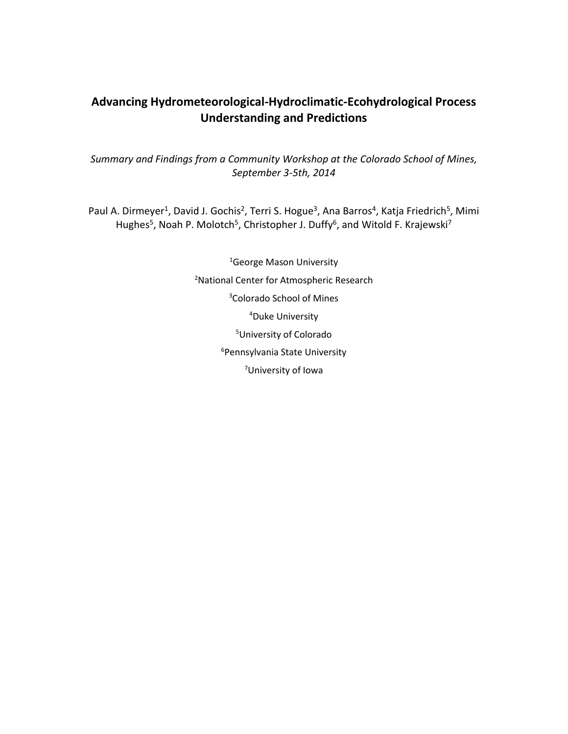# Advancing Hydrometeorological-Hydroclimatic-Ecohydrological Process Understanding and Predictions

*Summary and Findings from a Community Workshop at the Colorado School of Mines, September 3-5th, 2014*

Paul A. Dirmeyer[1], David J. Gochis[2], Terri S. Hogue[3], Ana Barros[4], Katja Friedrich[5], Mimi Hughes[5], Noah P. Molotch[5], Christopher J. Duffy[6], and Witold F. Krajewski[7]

[1]George Mason University

[2]National Center for Atmospheric Research

[3]Colorado School of Mines

[4]Duke University

[5]University of Colorado

[6]Pennsylvania State University

[7]University of Iowa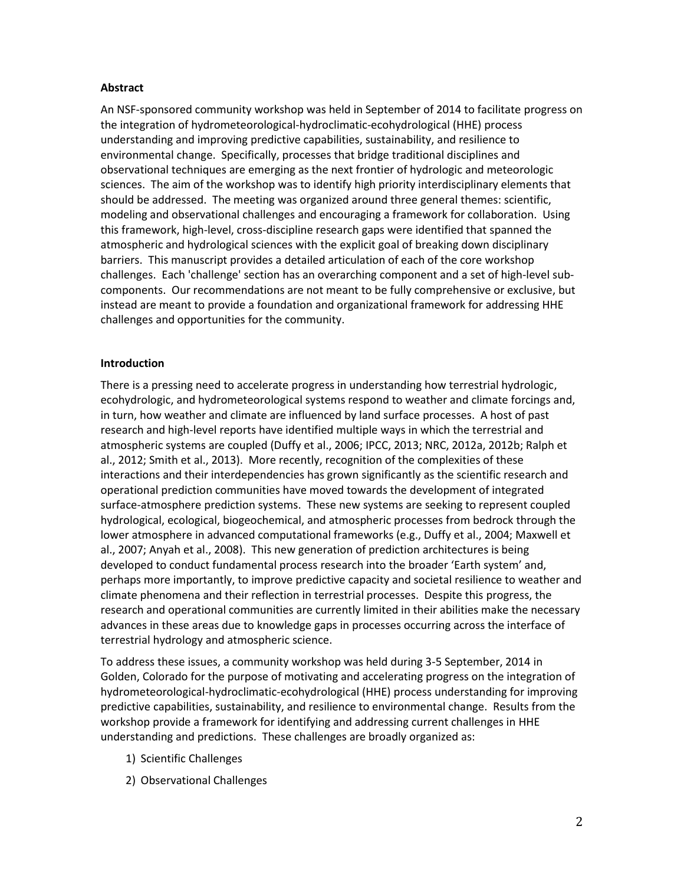**Abstract**

An NSF-sponsored community workshop was held in September of 2014 to facilitate progress on the integration of hydrometeorological-hydroclimatic-ecohydrological (HHE) process understanding and improving predictive capabilities, sustainability, and resilience to environmental change. Specifically, processes that bridge traditional disciplines and observational techniques are emerging as the next frontier of hydrologic and meteorologic sciences. The aim of the workshop was to identify high priority interdisciplinary elements that should be addressed. The meeting was organized around three general themes: scientific, modeling and observational challenges and encouraging a framework for collaboration. Using this framework, high-level, cross-discipline research gaps were identified that spanned the atmospheric and hydrological sciences with the explicit goal of breaking down disciplinary barriers. This manuscript provides a detailed articulation of each of the core workshop challenges. Each 'challenge' section has an overarching component and a set of high-level sub-components. Our recommendations are not meant to be fully comprehensive or exclusive, but instead are meant to provide a foundation and organizational framework for addressing HHE challenges and opportunities for the community.

**Introduction**

There is a pressing need to accelerate progress in understanding how terrestrial hydrologic, ecohydrologic, and hydrometeorological systems respond to weather and climate forcings and, in turn, how weather and climate are influenced by land surface processes. A host of past research and high-level reports have identified multiple ways in which the terrestrial and atmospheric systems are coupled (Duffy et al., 2006; IPCC, 2013; NRC, 2012a, 2012b; Ralph et al., 2012; Smith et al., 2013). More recently, recognition of the complexities of these interactions and their interdependencies has grown significantly as the scientific research and operational prediction communities have moved towards the development of integrated surface-atmosphere prediction systems. These new systems are seeking to represent coupled hydrological, ecological, biogeochemical, and atmospheric processes from bedrock through the lower atmosphere in advanced computational frameworks (e.g., Duffy et al., 2004; Maxwell et al., 2007; Anyah et al., 2008). This new generation of prediction architectures is being developed to conduct fundamental process research into the broader 'Earth system' and, perhaps more importantly, to improve predictive capacity and societal resilience to weather and climate phenomena and their reflection in terrestrial processes. Despite this progress, the research and operational communities are currently limited in their abilities make the necessary advances in these areas due to knowledge gaps in processes occurring across the interface of terrestrial hydrology and atmospheric science.

To address these issues, a community workshop was held during 3-5 September, 2014 in Golden, Colorado for the purpose of motivating and accelerating progress on the integration of hydrometeorological-hydroclimatic-ecohydrological (HHE) process understanding for improving predictive capabilities, sustainability, and resilience to environmental change. Results from the workshop provide a framework for identifying and addressing current challenges in HHE understanding and predictions. These challenges are broadly organized as:

1) Scientific Challenges
2) Observational Challenges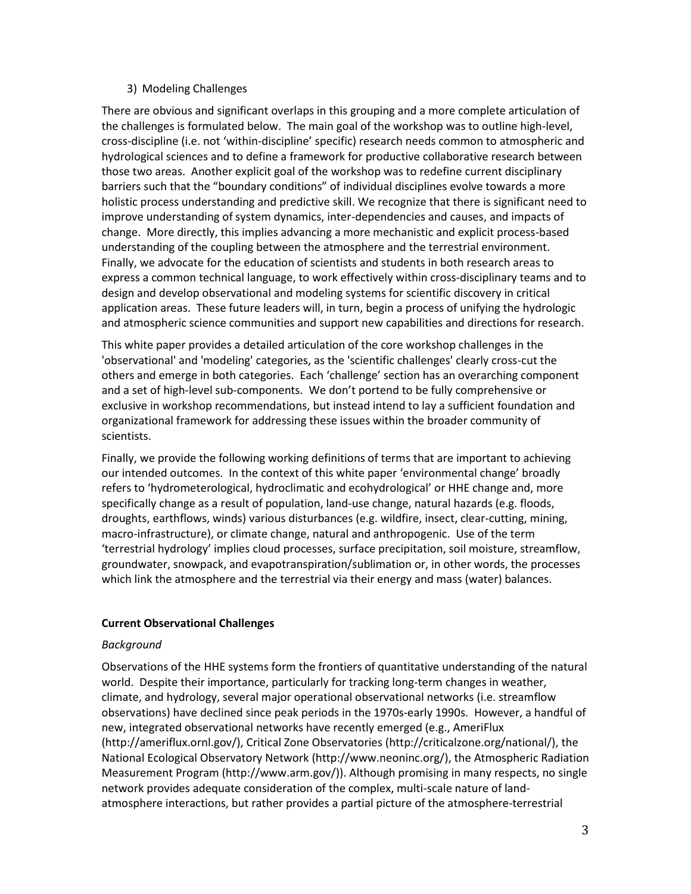3) Modeling Challenges

There are obvious and significant overlaps in this grouping and a more complete articulation of the challenges is formulated below. The main goal of the workshop was to outline high-level, cross-discipline (i.e. not 'within-discipline' specific) research needs common to atmospheric and hydrological sciences and to define a framework for productive collaborative research between those two areas. Another explicit goal of the workshop was to redefine current disciplinary barriers such that the "boundary conditions" of individual disciplines evolve towards a more holistic process understanding and predictive skill. We recognize that there is significant need to improve understanding of system dynamics, inter-dependencies and causes, and impacts of change. More directly, this implies advancing a more mechanistic and explicit process-based understanding of the coupling between the atmosphere and the terrestrial environment. Finally, we advocate for the education of scientists and students in both research areas to express a common technical language, to work effectively within cross-disciplinary teams and to design and develop observational and modeling systems for scientific discovery in critical application areas. These future leaders will, in turn, begin a process of unifying the hydrologic and atmospheric science communities and support new capabilities and directions for research.

This white paper provides a detailed articulation of the core workshop challenges in the 'observational' and 'modeling' categories, as the 'scientific challenges' clearly cross-cut the others and emerge in both categories. Each 'challenge' section has an overarching component and a set of high-level sub-components. We don't portend to be fully comprehensive or exclusive in workshop recommendations, but instead intend to lay a sufficient foundation and organizational framework for addressing these issues within the broader community of scientists.

Finally, we provide the following working definitions of terms that are important to achieving our intended outcomes. In the context of this white paper 'environmental change' broadly refers to 'hydrometerological, hydroclimatic and ecohydrological' or HHE change and, more specifically change as a result of population, land-use change, natural hazards (e.g. floods, droughts, earthflows, winds) various disturbances (e.g. wildfire, insect, clear-cutting, mining, macro-infrastructure), or climate change, natural and anthropogenic. Use of the term 'terrestrial hydrology' implies cloud processes, surface precipitation, soil moisture, streamflow, groundwater, snowpack, and evapotranspiration/sublimation or, in other words, the processes which link the atmosphere and the terrestrial via their energy and mass (water) balances.

## Current Observational Challenges

*Background*

Observations of the HHE systems form the frontiers of quantitative understanding of the natural world. Despite their importance, particularly for tracking long-term changes in weather, climate, and hydrology, several major operational observational networks (i.e. streamflow observations) have declined since peak periods in the 1970s-early 1990s. However, a handful of new, integrated observational networks have recently emerged (e.g., AmeriFlux (http://ameriflux.ornl.gov/), Critical Zone Observatories (http://criticalzone.org/national/), the National Ecological Observatory Network (http://www.neoninc.org/), the Atmospheric Radiation Measurement Program (http://www.arm.gov/)). Although promising in many respects, no single network provides adequate consideration of the complex, multi-scale nature of land-atmosphere interactions, but rather provides a partial picture of the atmosphere-terrestrial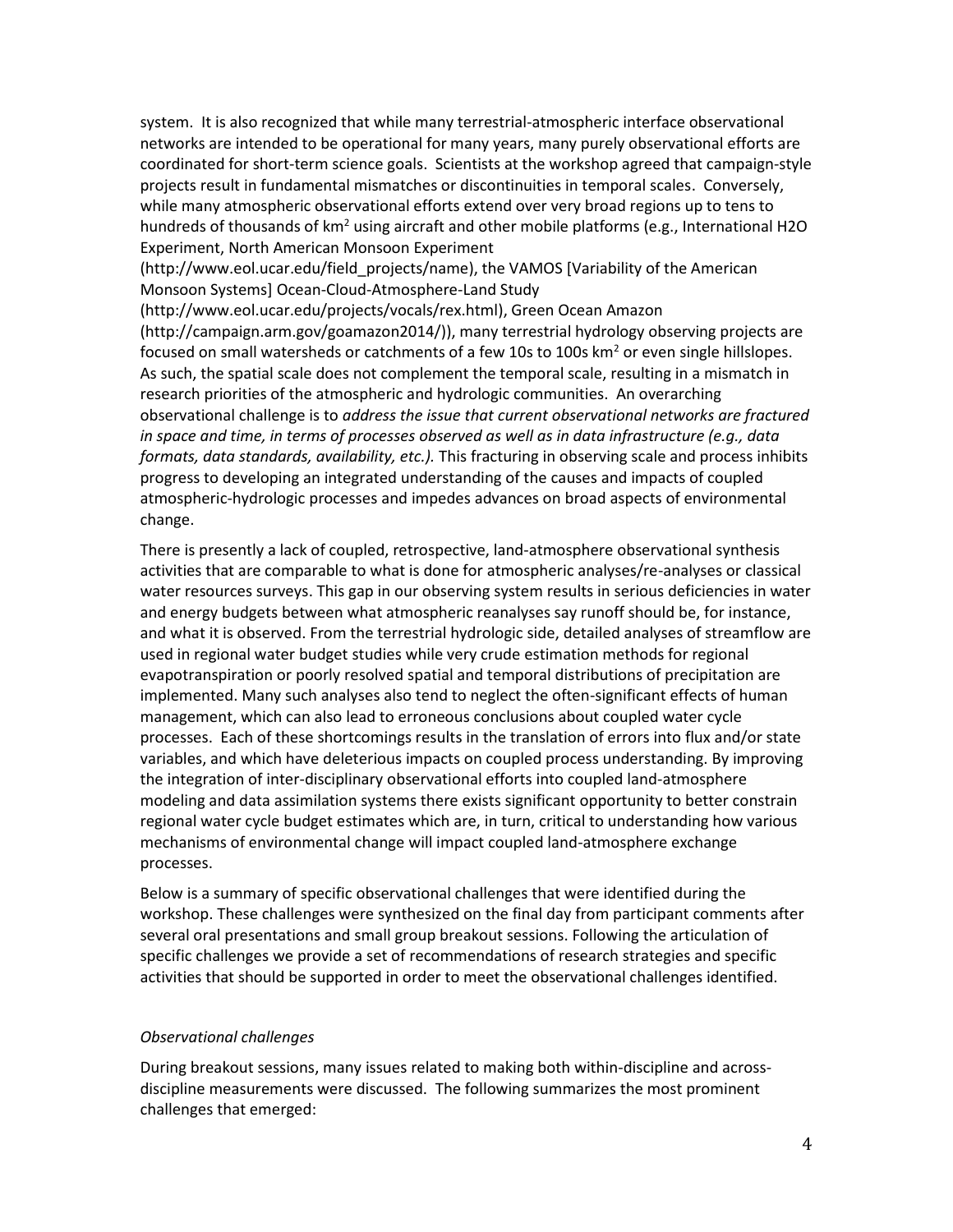system. It is also recognized that while many terrestrial-atmospheric interface observational networks are intended to be operational for many years, many purely observational efforts are coordinated for short-term science goals. Scientists at the workshop agreed that campaign-style projects result in fundamental mismatches or discontinuities in temporal scales. Conversely, while many atmospheric observational efforts extend over very broad regions up to tens to hundreds of thousands of $km^2$ using aircraft and other mobile platforms (e.g., International H2O Experiment, North American Monsoon Experiment (http://www.eol.ucar.edu/field_projects/name), the VAMOS [Variability of the American Monsoon Systems] Ocean-Cloud-Atmosphere-Land Study (http://www.eol.ucar.edu/projects/vocals/rex.html), Green Ocean Amazon (http://campaign.arm.gov/goamazon2014/)), many terrestrial hydrology observing projects are focused on small watersheds or catchments of a few 10s to 100s $km^2$ or even single hillslopes. As such, the spatial scale does not complement the temporal scale, resulting in a mismatch in research priorities of the atmospheric and hydrologic communities. An overarching observational challenge is to *address the issue that current observational networks are fractured in space and time, in terms of processes observed as well as in data infrastructure (e.g., data formats, data standards, availability, etc.).* This fracturing in observing scale and process inhibits progress to developing an integrated understanding of the causes and impacts of coupled atmospheric-hydrologic processes and impedes advances on broad aspects of environmental change.

There is presently a lack of coupled, retrospective, land-atmosphere observational synthesis activities that are comparable to what is done for atmospheric analyses/re-analyses or classical water resources surveys. This gap in our observing system results in serious deficiencies in water and energy budgets between what atmospheric reanalyses say runoff should be, for instance, and what it is observed. From the terrestrial hydrologic side, detailed analyses of streamflow are used in regional water budget studies while very crude estimation methods for regional evapotranspiration or poorly resolved spatial and temporal distributions of precipitation are implemented. Many such analyses also tend to neglect the often-significant effects of human management, which can also lead to erroneous conclusions about coupled water cycle processes. Each of these shortcomings results in the translation of errors into flux and/or state variables, and which have deleterious impacts on coupled process understanding. By improving the integration of inter-disciplinary observational efforts into coupled land-atmosphere modeling and data assimilation systems there exists significant opportunity to better constrain regional water cycle budget estimates which are, in turn, critical to understanding how various mechanisms of environmental change will impact coupled land-atmosphere exchange processes.

Below is a summary of specific observational challenges that were identified during the workshop. These challenges were synthesized on the final day from participant comments after several oral presentations and small group breakout sessions. Following the articulation of specific challenges we provide a set of recommendations of research strategies and specific activities that should be supported in order to meet the observational challenges identified.

*Observational challenges*

During breakout sessions, many issues related to making both within-discipline and across-discipline measurements were discussed. The following summarizes the most prominent challenges that emerged: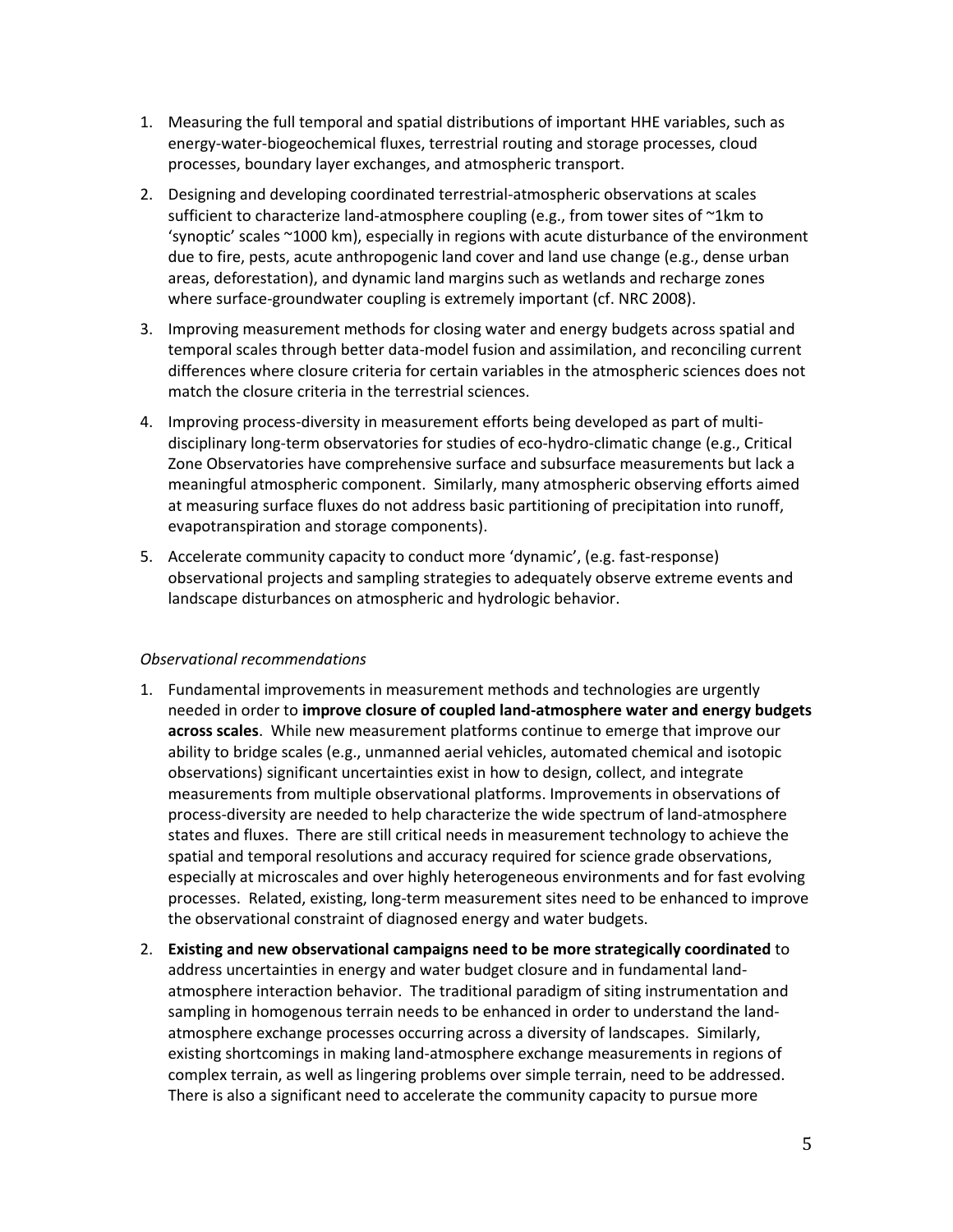1. Measuring the full temporal and spatial distributions of important HHE variables, such as energy-water-biogeochemical fluxes, terrestrial routing and storage processes, cloud processes, boundary layer exchanges, and atmospheric transport.
2. Designing and developing coordinated terrestrial-atmospheric observations at scales sufficient to characterize land-atmosphere coupling (e.g., from tower sites of ~1km to 'synoptic' scales ~1000 km), especially in regions with acute disturbance of the environment due to fire, pests, acute anthropogenic land cover and land use change (e.g., dense urban areas, deforestation), and dynamic land margins such as wetlands and recharge zones where surface-groundwater coupling is extremely important (cf. NRC 2008).
3. Improving measurement methods for closing water and energy budgets across spatial and temporal scales through better data-model fusion and assimilation, and reconciling current differences where closure criteria for certain variables in the atmospheric sciences does not match the closure criteria in the terrestrial sciences.
4. Improving process-diversity in measurement efforts being developed as part of multi-disciplinary long-term observatories for studies of eco-hydro-climatic change (e.g., Critical Zone Observatories have comprehensive surface and subsurface measurements but lack a meaningful atmospheric component. Similarly, many atmospheric observing efforts aimed at measuring surface fluxes do not address basic partitioning of precipitation into runoff, evapotranspiration and storage components).
5. Accelerate community capacity to conduct more 'dynamic', (e.g. fast-response) observational projects and sampling strategies to adequately observe extreme events and landscape disturbances on atmospheric and hydrologic behavior.

*Observational recommendations*

1. Fundamental improvements in measurement methods and technologies are urgently needed in order to **improve closure of coupled land-atmosphere water and energy budgets across scales**. While new measurement platforms continue to emerge that improve our ability to bridge scales (e.g., unmanned aerial vehicles, automated chemical and isotopic observations) significant uncertainties exist in how to design, collect, and integrate measurements from multiple observational platforms. Improvements in observations of process-diversity are needed to help characterize the wide spectrum of land-atmosphere states and fluxes. There are still critical needs in measurement technology to achieve the spatial and temporal resolutions and accuracy required for science grade observations, especially at microscales and over highly heterogeneous environments and for fast evolving processes. Related, existing, long-term measurement sites need to be enhanced to improve the observational constraint of diagnosed energy and water budgets.
2. **Existing and new observational campaigns need to be more strategically coordinated** to address uncertainties in energy and water budget closure and in fundamental land-atmosphere interaction behavior. The traditional paradigm of siting instrumentation and sampling in homogenous terrain needs to be enhanced in order to understand the land-atmosphere exchange processes occurring across a diversity of landscapes. Similarly, existing shortcomings in making land-atmosphere exchange measurements in regions of complex terrain, as well as lingering problems over simple terrain, need to be addressed. There is also a significant need to accelerate the community capacity to pursue more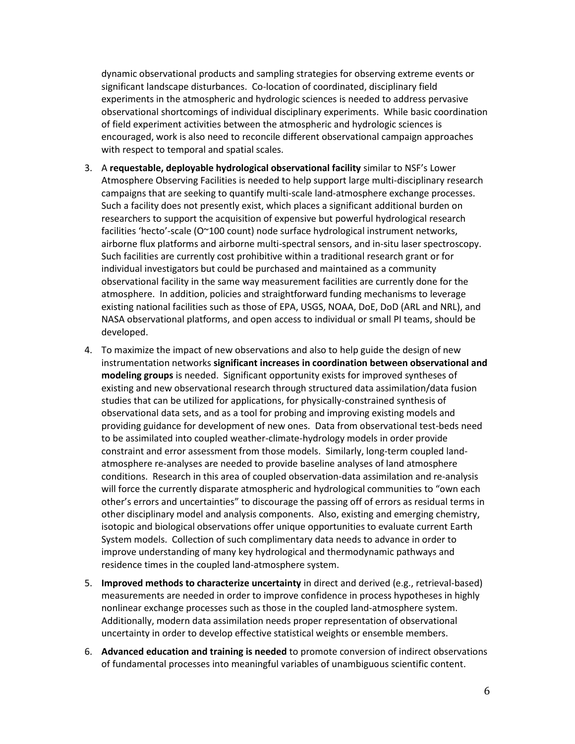dynamic observational products and sampling strategies for observing extreme events or significant landscape disturbances. Co-location of coordinated, disciplinary field experiments in the atmospheric and hydrologic sciences is needed to address pervasive observational shortcomings of individual disciplinary experiments. While basic coordination of field experiment activities between the atmospheric and hydrologic sciences is encouraged, work is also need to reconcile different observational campaign approaches with respect to temporal and spatial scales.

3. A **requestable, deployable hydrological observational facility** similar to NSF's Lower Atmosphere Observing Facilities is needed to help support large multi-disciplinary research campaigns that are seeking to quantify multi-scale land-atmosphere exchange processes. Such a facility does not presently exist, which places a significant additional burden on researchers to support the acquisition of expensive but powerful hydrological research facilities 'hecto'-scale (O~100 count) node surface hydrological instrument networks, airborne flux platforms and airborne multi-spectral sensors, and in-situ laser spectroscopy. Such facilities are currently cost prohibitive within a traditional research grant or for individual investigators but could be purchased and maintained as a community observational facility in the same way measurement facilities are currently done for the atmosphere. In addition, policies and straightforward funding mechanisms to leverage existing national facilities such as those of EPA, USGS, NOAA, DoE, DoD (ARL and NRL), and NASA observational platforms, and open access to individual or small PI teams, should be developed.

4. To maximize the impact of new observations and also to help guide the design of new instrumentation networks **significant increases in coordination between observational and modeling groups** is needed. Significant opportunity exists for improved syntheses of existing and new observational research through structured data assimilation/data fusion studies that can be utilized for applications, for physically-constrained synthesis of observational data sets, and as a tool for probing and improving existing models and providing guidance for development of new ones. Data from observational test-beds need to be assimilated into coupled weather-climate-hydrology models in order provide constraint and error assessment from those models. Similarly, long-term coupled land-atmosphere re-analyses are needed to provide baseline analyses of land atmosphere conditions. Research in this area of coupled observation-data assimilation and re-analysis will force the currently disparate atmospheric and hydrological communities to "own each other's errors and uncertainties" to discourage the passing off of errors as residual terms in other disciplinary model and analysis components. Also, existing and emerging chemistry, isotopic and biological observations offer unique opportunities to evaluate current Earth System models. Collection of such complimentary data needs to advance in order to improve understanding of many key hydrological and thermodynamic pathways and residence times in the coupled land-atmosphere system.

5. **Improved methods to characterize uncertainty** in direct and derived (e.g., retrieval-based) measurements are needed in order to improve confidence in process hypotheses in highly nonlinear exchange processes such as those in the coupled land-atmosphere system. Additionally, modern data assimilation needs proper representation of observational uncertainty in order to develop effective statistical weights or ensemble members.

6. **Advanced education and training is needed** to promote conversion of indirect observations of fundamental processes into meaningful variables of unambiguous scientific content.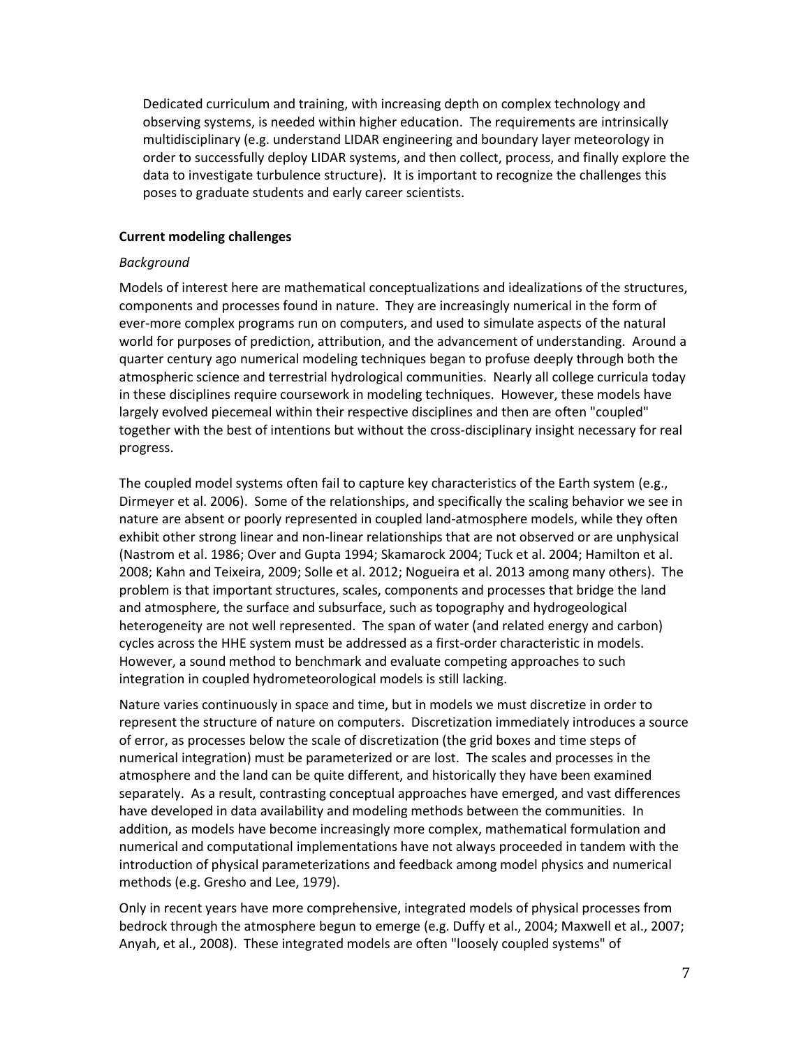Dedicated curriculum and training, with increasing depth on complex technology and observing systems, is needed within higher education. The requirements are intrinsically multidisciplinary (e.g. understand LIDAR engineering and boundary layer meteorology in order to successfully deploy LIDAR systems, and then collect, process, and finally explore the data to investigate turbulence structure). It is important to recognize the challenges this poses to graduate students and early career scientists.

**Current modeling challenges**

*Background*

Models of interest here are mathematical conceptualizations and idealizations of the structures, components and processes found in nature. They are increasingly numerical in the form of ever-more complex programs run on computers, and used to simulate aspects of the natural world for purposes of prediction, attribution, and the advancement of understanding. Around a quarter century ago numerical modeling techniques began to profuse deeply through both the atmospheric science and terrestrial hydrological communities. Nearly all college curricula today in these disciplines require coursework in modeling techniques. However, these models have largely evolved piecemeal within their respective disciplines and then are often "coupled" together with the best of intentions but without the cross-disciplinary insight necessary for real progress.

The coupled model systems often fail to capture key characteristics of the Earth system (e.g., Dirmeyer et al. 2006). Some of the relationships, and specifically the scaling behavior we see in nature are absent or poorly represented in coupled land-atmosphere models, while they often exhibit other strong linear and non-linear relationships that are not observed or are unphysical (Nastrom et al. 1986; Over and Gupta 1994; Skamarock 2004; Tuck et al. 2004; Hamilton et al. 2008; Kahn and Teixeira, 2009; Solle et al. 2012; Nogueira et al. 2013 among many others). The problem is that important structures, scales, components and processes that bridge the land and atmosphere, the surface and subsurface, such as topography and hydrogeological heterogeneity are not well represented. The span of water (and related energy and carbon) cycles across the HHE system must be addressed as a first-order characteristic in models. However, a sound method to benchmark and evaluate competing approaches to such integration in coupled hydrometeorological models is still lacking.

Nature varies continuously in space and time, but in models we must discretize in order to represent the structure of nature on computers. Discretization immediately introduces a source of error, as processes below the scale of discretization (the grid boxes and time steps of numerical integration) must be parameterized or are lost. The scales and processes in the atmosphere and the land can be quite different, and historically they have been examined separately. As a result, contrasting conceptual approaches have emerged, and vast differences have developed in data availability and modeling methods between the communities. In addition, as models have become increasingly more complex, mathematical formulation and numerical and computational implementations have not always proceeded in tandem with the introduction of physical parameterizations and feedback among model physics and numerical methods (e.g. Gresho and Lee, 1979).

Only in recent years have more comprehensive, integrated models of physical processes from bedrock through the atmosphere begun to emerge (e.g. Duffy et al., 2004; Maxwell et al., 2007; Anyah, et al., 2008). These integrated models are often "loosely coupled systems" of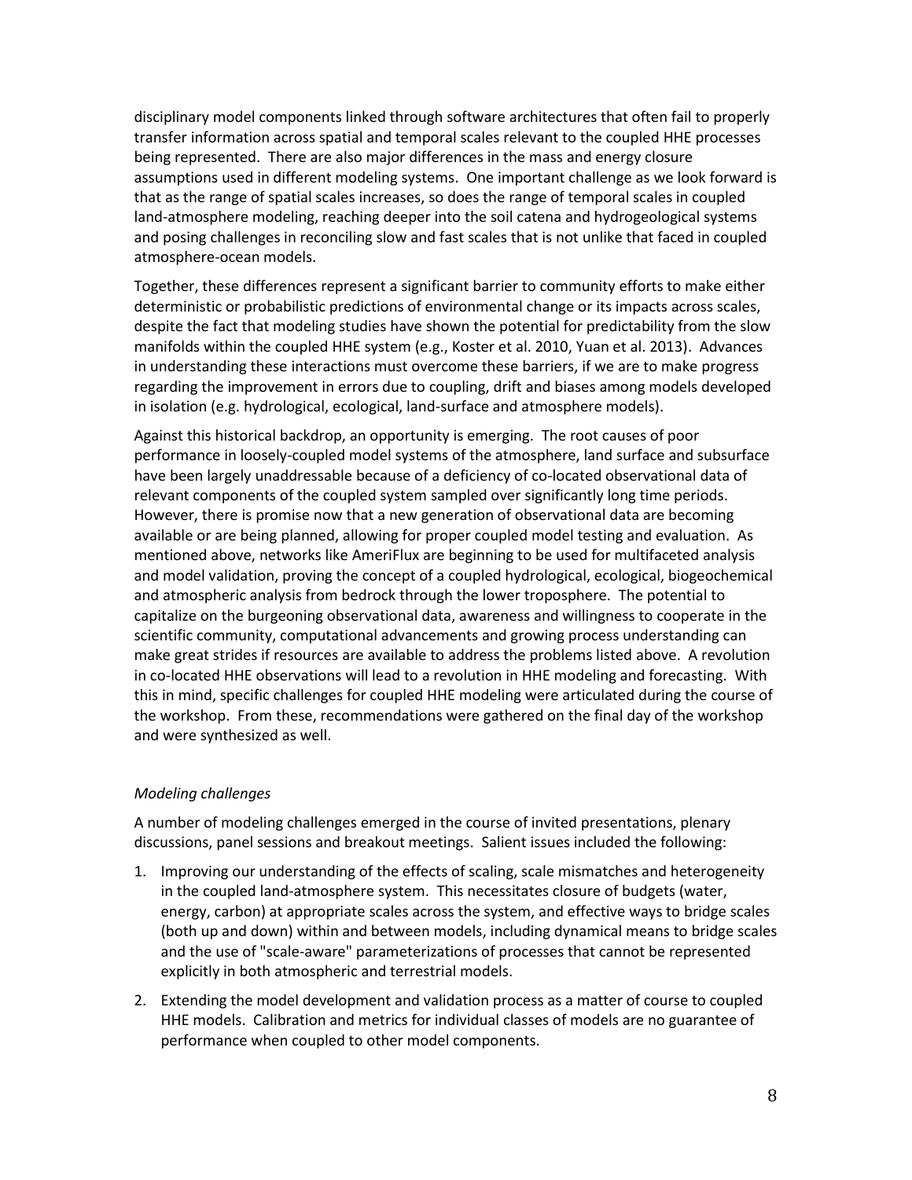disciplinary model components linked through software architectures that often fail to properly transfer information across spatial and temporal scales relevant to the coupled HHE processes being represented. There are also major differences in the mass and energy closure assumptions used in different modeling systems. One important challenge as we look forward is that as the range of spatial scales increases, so does the range of temporal scales in coupled land-atmosphere modeling, reaching deeper into the soil catena and hydrogeological systems and posing challenges in reconciling slow and fast scales that is not unlike that faced in coupled atmosphere-ocean models.

Together, these differences represent a significant barrier to community efforts to make either deterministic or probabilistic predictions of environmental change or its impacts across scales, despite the fact that modeling studies have shown the potential for predictability from the slow manifolds within the coupled HHE system (e.g., Koster et al. 2010, Yuan et al. 2013). Advances in understanding these interactions must overcome these barriers, if we are to make progress regarding the improvement in errors due to coupling, drift and biases among models developed in isolation (e.g. hydrological, ecological, land-surface and atmosphere models).

Against this historical backdrop, an opportunity is emerging. The root causes of poor performance in loosely-coupled model systems of the atmosphere, land surface and subsurface have been largely unaddressable because of a deficiency of co-located observational data of relevant components of the coupled system sampled over significantly long time periods. However, there is promise now that a new generation of observational data are becoming available or are being planned, allowing for proper coupled model testing and evaluation. As mentioned above, networks like AmeriFlux are beginning to be used for multifaceted analysis and model validation, proving the concept of a coupled hydrological, ecological, biogeochemical and atmospheric analysis from bedrock through the lower troposphere. The potential to capitalize on the burgeoning observational data, awareness and willingness to cooperate in the scientific community, computational advancements and growing process understanding can make great strides if resources are available to address the problems listed above. A revolution in co-located HHE observations will lead to a revolution in HHE modeling and forecasting. With this in mind, specific challenges for coupled HHE modeling were articulated during the course of the workshop. From these, recommendations were gathered on the final day of the workshop and were synthesized as well.

*Modeling challenges*

A number of modeling challenges emerged in the course of invited presentations, plenary discussions, panel sessions and breakout meetings. Salient issues included the following:

1. Improving our understanding of the effects of scaling, scale mismatches and heterogeneity in the coupled land-atmosphere system. This necessitates closure of budgets (water, energy, carbon) at appropriate scales across the system, and effective ways to bridge scales (both up and down) within and between models, including dynamical means to bridge scales and the use of "scale-aware" parameterizations of processes that cannot be represented explicitly in both atmospheric and terrestrial models.
2. Extending the model development and validation process as a matter of course to coupled HHE models. Calibration and metrics for individual classes of models are no guarantee of performance when coupled to other model components.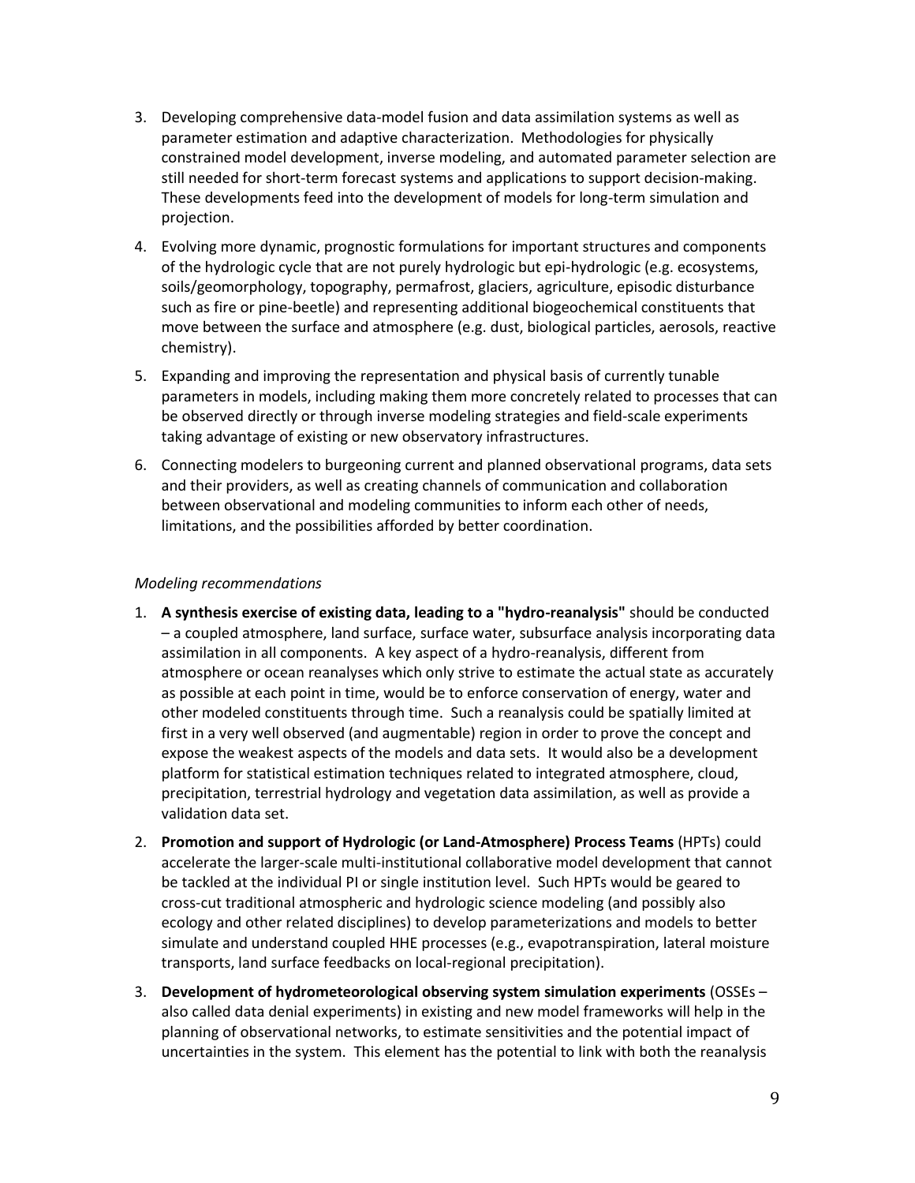3. Developing comprehensive data-model fusion and data assimilation systems as well as parameter estimation and adaptive characterization. Methodologies for physically constrained model development, inverse modeling, and automated parameter selection are still needed for short-term forecast systems and applications to support decision-making. These developments feed into the development of models for long-term simulation and projection.
4. Evolving more dynamic, prognostic formulations for important structures and components of the hydrologic cycle that are not purely hydrologic but epi-hydrologic (e.g. ecosystems, soils/geomorphology, topography, permafrost, glaciers, agriculture, episodic disturbance such as fire or pine-beetle) and representing additional biogeochemical constituents that move between the surface and atmosphere (e.g. dust, biological particles, aerosols, reactive chemistry).
5. Expanding and improving the representation and physical basis of currently tunable parameters in models, including making them more concretely related to processes that can be observed directly or through inverse modeling strategies and field-scale experiments taking advantage of existing or new observatory infrastructures.
6. Connecting modelers to burgeoning current and planned observational programs, data sets and their providers, as well as creating channels of communication and collaboration between observational and modeling communities to inform each other of needs, limitations, and the possibilities afforded by better coordination.

*Modeling recommendations*

1. **A synthesis exercise of existing data, leading to a "hydro-reanalysis"** should be conducted – a coupled atmosphere, land surface, surface water, subsurface analysis incorporating data assimilation in all components. A key aspect of a hydro-reanalysis, different from atmosphere or ocean reanalyses which only strive to estimate the actual state as accurately as possible at each point in time, would be to enforce conservation of energy, water and other modeled constituents through time. Such a reanalysis could be spatially limited at first in a very well observed (and augmentable) region in order to prove the concept and expose the weakest aspects of the models and data sets. It would also be a development platform for statistical estimation techniques related to integrated atmosphere, cloud, precipitation, terrestrial hydrology and vegetation data assimilation, as well as provide a validation data set.
2. **Promotion and support of Hydrologic (or Land-Atmosphere) Process Teams** (HPTs) could accelerate the larger-scale multi-institutional collaborative model development that cannot be tackled at the individual PI or single institution level. Such HPTs would be geared to cross-cut traditional atmospheric and hydrologic science modeling (and possibly also ecology and other related disciplines) to develop parameterizations and models to better simulate and understand coupled HHE processes (e.g., evapotranspiration, lateral moisture transports, land surface feedbacks on local-regional precipitation).
3. **Development of hydrometeorological observing system simulation experiments** (OSSEs – also called data denial experiments) in existing and new model frameworks will help in the planning of observational networks, to estimate sensitivities and the potential impact of uncertainties in the system. This element has the potential to link with both the reanalysis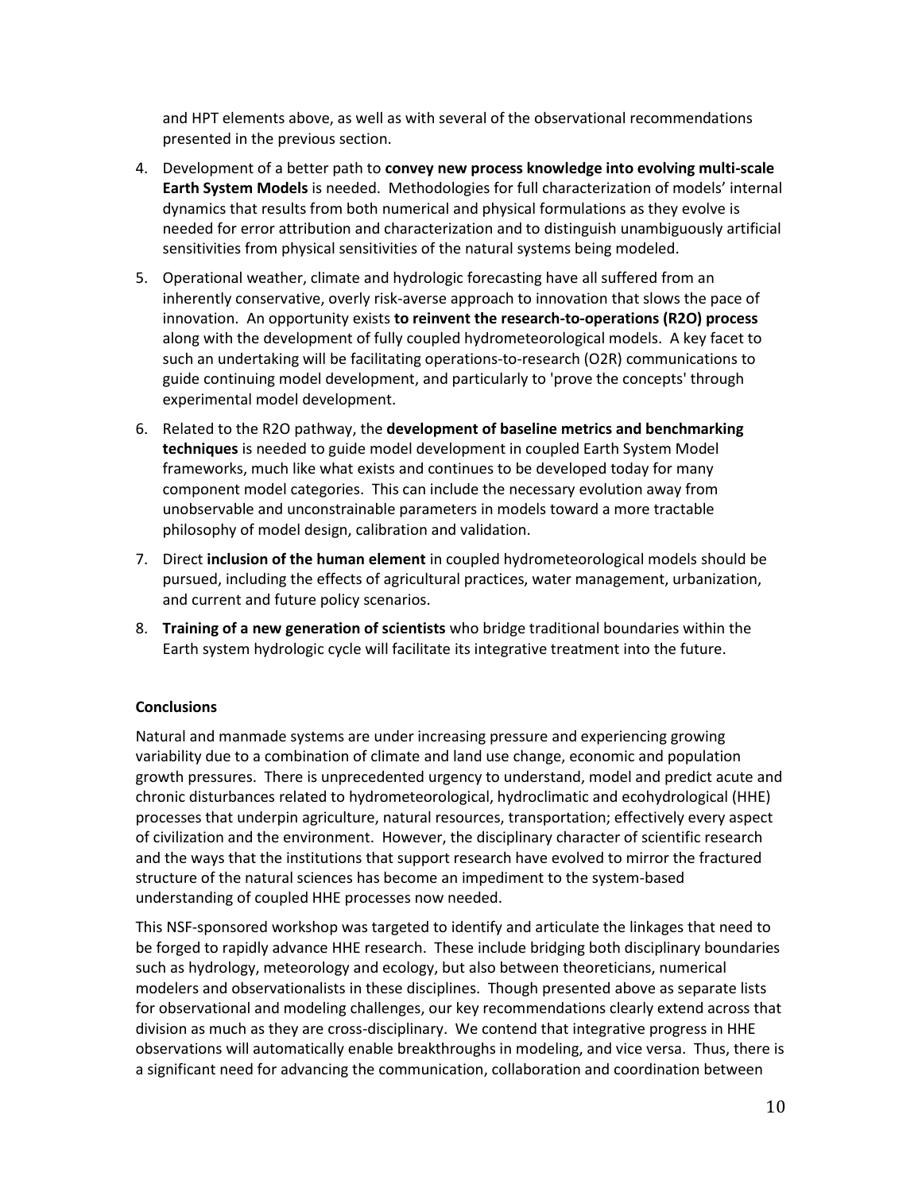and HPT elements above, as well as with several of the observational recommendations presented in the previous section.

4. Development of a better path to **convey new process knowledge into evolving multi-scale Earth System Models** is needed. Methodologies for full characterization of models' internal dynamics that results from both numerical and physical formulations as they evolve is needed for error attribution and characterization and to distinguish unambiguously artificial sensitivities from physical sensitivities of the natural systems being modeled.
5. Operational weather, climate and hydrologic forecasting have all suffered from an inherently conservative, overly risk-averse approach to innovation that slows the pace of innovation. An opportunity exists **to reinvent the research-to-operations (R2O) process** along with the development of fully coupled hydrometeorological models. A key facet to such an undertaking will be facilitating operations-to-research (O2R) communications to guide continuing model development, and particularly to 'prove the concepts' through experimental model development.
6. Related to the R2O pathway, the **development of baseline metrics and benchmarking techniques** is needed to guide model development in coupled Earth System Model frameworks, much like what exists and continues to be developed today for many component model categories. This can include the necessary evolution away from unobservable and unconstrainable parameters in models toward a more tractable philosophy of model design, calibration and validation.
7. Direct **inclusion of the human element** in coupled hydrometeorological models should be pursued, including the effects of agricultural practices, water management, urbanization, and current and future policy scenarios.
8. **Training of a new generation of scientists** who bridge traditional boundaries within the Earth system hydrologic cycle will facilitate its integrative treatment into the future.

**Conclusions**

Natural and manmade systems are under increasing pressure and experiencing growing variability due to a combination of climate and land use change, economic and population growth pressures. There is unprecedented urgency to understand, model and predict acute and chronic disturbances related to hydrometeorological, hydroclimatic and ecohydrological (HHE) processes that underpin agriculture, natural resources, transportation; effectively every aspect of civilization and the environment. However, the disciplinary character of scientific research and the ways that the institutions that support research have evolved to mirror the fractured structure of the natural sciences has become an impediment to the system-based understanding of coupled HHE processes now needed.

This NSF-sponsored workshop was targeted to identify and articulate the linkages that need to be forged to rapidly advance HHE research. These include bridging both disciplinary boundaries such as hydrology, meteorology and ecology, but also between theoreticians, numerical modelers and observationalists in these disciplines. Though presented above as separate lists for observational and modeling challenges, our key recommendations clearly extend across that division as much as they are cross-disciplinary. We contend that integrative progress in HHE observations will automatically enable breakthroughs in modeling, and vice versa. Thus, there is a significant need for advancing the communication, collaboration and coordination between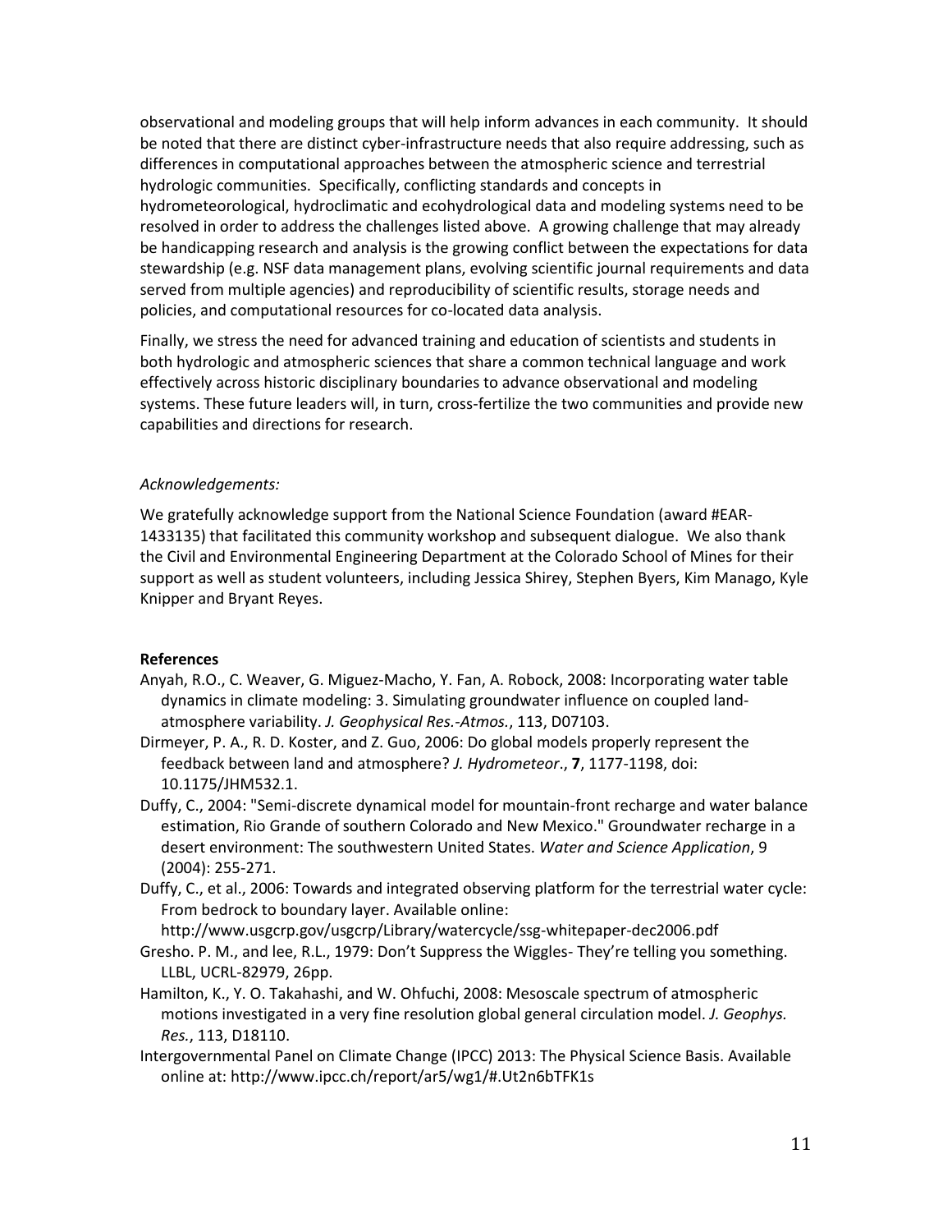observational and modeling groups that will help inform advances in each community. It should be noted that there are distinct cyber-infrastructure needs that also require addressing, such as differences in computational approaches between the atmospheric science and terrestrial hydrologic communities. Specifically, conflicting standards and concepts in hydrometeorological, hydroclimatic and ecohydrological data and modeling systems need to be resolved in order to address the challenges listed above. A growing challenge that may already be handicapping research and analysis is the growing conflict between the expectations for data stewardship (e.g. NSF data management plans, evolving scientific journal requirements and data served from multiple agencies) and reproducibility of scientific results, storage needs and policies, and computational resources for co-located data analysis.

Finally, we stress the need for advanced training and education of scientists and students in both hydrologic and atmospheric sciences that share a common technical language and work effectively across historic disciplinary boundaries to advance observational and modeling systems. These future leaders will, in turn, cross-fertilize the two communities and provide new capabilities and directions for research.

*Acknowledgements:*

We gratefully acknowledge support from the National Science Foundation (award #EAR-1433135) that facilitated this community workshop and subsequent dialogue. We also thank the Civil and Environmental Engineering Department at the Colorado School of Mines for their support as well as student volunteers, including Jessica Shirey, Stephen Byers, Kim Manago, Kyle Knipper and Bryant Reyes.

**References**

Anyah, R.O., C. Weaver, G. Miguez-Macho, Y. Fan, A. Robock, 2008: Incorporating water table dynamics in climate modeling: 3. Simulating groundwater influence on coupled land-atmosphere variability. *J. Geophysical Res.-Atmos.*, 113, D07103.

Dirmeyer, P. A., R. D. Koster, and Z. Guo, 2006: Do global models properly represent the feedback between land and atmosphere? *J. Hydrometeor*., **7**, 1177-1198, doi: 10.1175/JHM532.1.

Duffy, C., 2004: "Semi-discrete dynamical model for mountain-front recharge and water balance estimation, Rio Grande of southern Colorado and New Mexico." Groundwater recharge in a desert environment: The southwestern United States. *Water and Science Application*, 9 (2004): 255-271.

Duffy, C., et al., 2006: Towards and integrated observing platform for the terrestrial water cycle: From bedrock to boundary layer. Available online: http://www.usgcrp.gov/usgcrp/Library/watercycle/ssg-whitepaper-dec2006.pdf

Gresho. P. M., and lee, R.L., 1979: Don't Suppress the Wiggles- They're telling you something. LLBL, UCRL-82979, 26pp.

Hamilton, K., Y. O. Takahashi, and W. Ohfuchi, 2008: Mesoscale spectrum of atmospheric motions investigated in a very fine resolution global general circulation model. *J. Geophys. Res.*, 113, D18110.

Intergovernmental Panel on Climate Change (IPCC) 2013: The Physical Science Basis. Available online at: http://www.ipcc.ch/report/ar5/wg1/#.Ut2n6bTFK1s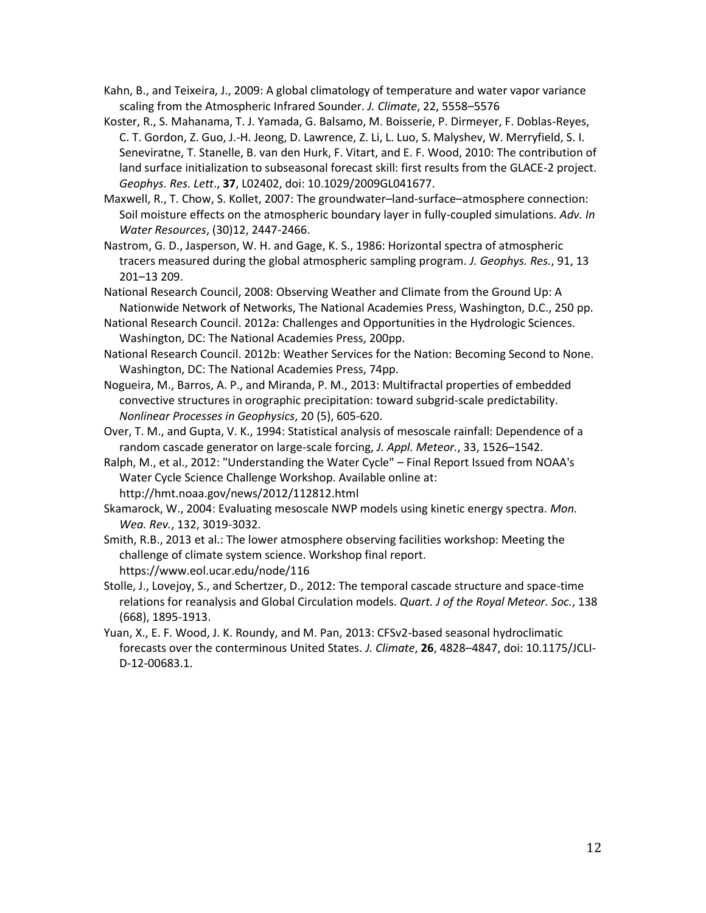Kahn, B., and Teixeira, J., 2009: A global climatology of temperature and water vapor variance scaling from the Atmospheric Infrared Sounder. *J. Climate*, 22, 5558–5576

Koster, R., S. Mahanama, T. J. Yamada, G. Balsamo, M. Boisserie, P. Dirmeyer, F. Doblas-Reyes, C. T. Gordon, Z. Guo, J.-H. Jeong, D. Lawrence, Z. Li, L. Luo, S. Malyshev, W. Merryfield, S. I. Seneviratne, T. Stanelle, B. van den Hurk, F. Vitart, and E. F. Wood, 2010: The contribution of land surface initialization to subseasonal forecast skill: first results from the GLACE-2 project. *Geophys. Res. Lett*., **37**, L02402, doi: 10.1029/2009GL041677.

Maxwell, R., T. Chow, S. Kollet, 2007: The groundwater–land-surface–atmosphere connection: Soil moisture effects on the atmospheric boundary layer in fully-coupled simulations. *Adv. In Water Resources*, (30)12, 2447-2466.

Nastrom, G. D., Jasperson, W. H. and Gage, K. S., 1986: Horizontal spectra of atmospheric tracers measured during the global atmospheric sampling program. *J. Geophys. Res.*, 91, 13 201–13 209.

National Research Council, 2008: Observing Weather and Climate from the Ground Up: A Nationwide Network of Networks, The National Academies Press, Washington, D.C., 250 pp.

National Research Council. 2012a: Challenges and Opportunities in the Hydrologic Sciences. Washington, DC: The National Academies Press, 200pp.

National Research Council. 2012b: Weather Services for the Nation: Becoming Second to None. Washington, DC: The National Academies Press, 74pp.

Nogueira, M., Barros, A. P., and Miranda, P. M., 2013: Multifractal properties of embedded convective structures in orographic precipitation: toward subgrid-scale predictability. *Nonlinear Processes in Geophysics*, 20 (5), 605-620.

Over, T. M., and Gupta, V. K., 1994: Statistical analysis of mesoscale rainfall: Dependence of a random cascade generator on large-scale forcing, *J. Appl. Meteor.*, 33, 1526–1542.

Ralph, M., et al., 2012: "Understanding the Water Cycle" – Final Report Issued from NOAA's Water Cycle Science Challenge Workshop. Available online at: http://hmt.noaa.gov/news/2012/112812.html

Skamarock, W., 2004: Evaluating mesoscale NWP models using kinetic energy spectra. *Mon. Wea. Rev.*, 132, 3019-3032.

Smith, R.B., 2013 et al.: The lower atmosphere observing facilities workshop: Meeting the challenge of climate system science. Workshop final report. https://www.eol.ucar.edu/node/116

Stolle, J., Lovejoy, S., and Schertzer, D., 2012: The temporal cascade structure and space-time relations for reanalysis and Global Circulation models. *Quart. J of the Royal Meteor. Soc.*, 138 (668), 1895-1913.

Yuan, X., E. F. Wood, J. K. Roundy, and M. Pan, 2013: CFSv2-based seasonal hydroclimatic forecasts over the conterminous United States. *J. Climate*, **26**, 4828–4847, doi: 10.1175/JCLI-D-12-00683.1.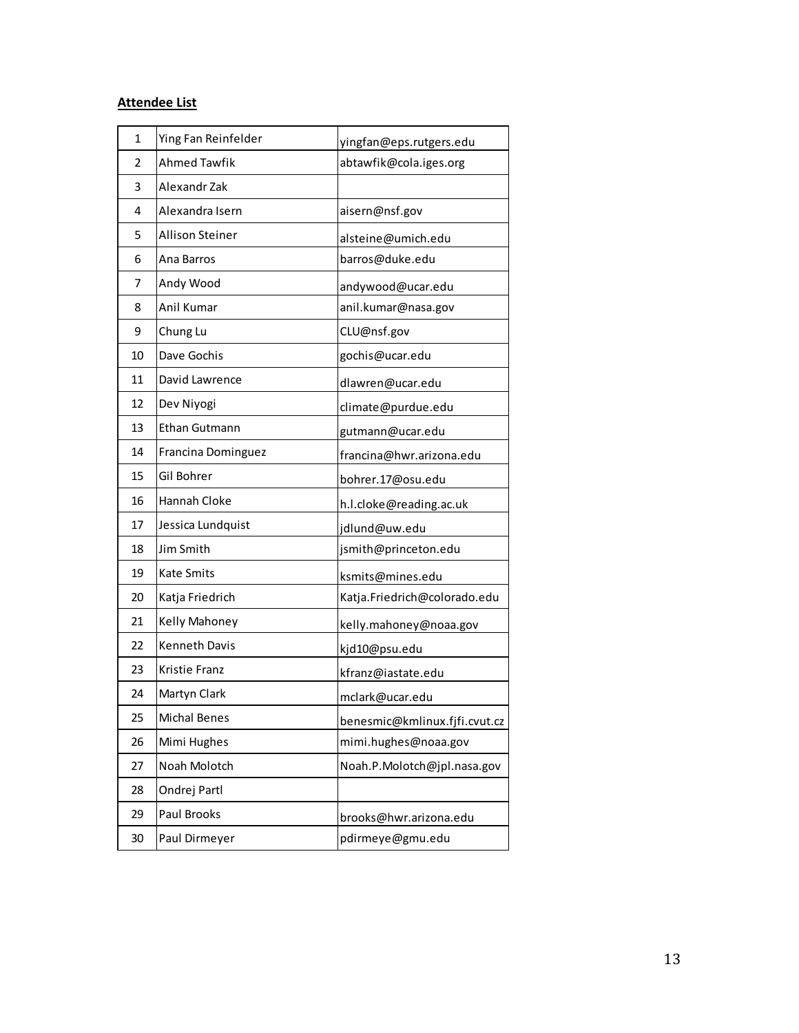**Attendee List**

| | | |
|---|---|---|
| 1 | Ying Fan Reinfelder | yingfan@eps.rutgers.edu |
| 2 | Ahmed Tawfik | abtawfik@cola.iges.org |
| 3 | Alexandr Zak | |
| 4 | Alexandra Isern | aisern@nsf.gov |
| 5 | Allison Steiner | alsteine@umich.edu |
| 6 | Ana Barros | barros@duke.edu |
| 7 | Andy Wood | andywood@ucar.edu |
| 8 | Anil Kumar | anil.kumar@nasa.gov |
| 9 | Chung Lu | CLU@nsf.gov |
| 10 | Dave Gochis | gochis@ucar.edu |
| 11 | David Lawrence | dlawren@ucar.edu |
| 12 | Dev Niyogi | climate@purdue.edu |
| 13 | Ethan Gutmann | gutmann@ucar.edu |
| 14 | Francina Dominguez | francina@hwr.arizona.edu |
| 15 | Gil Bohrer | bohrer.17@osu.edu |
| 16 | Hannah Cloke | h.l.cloke@reading.ac.uk |
| 17 | Jessica Lundquist | jdlund@uw.edu |
| 18 | Jim Smith | jsmith@princeton.edu |
| 19 | Kate Smits | ksmits@mines.edu |
| 20 | Katja Friedrich | Katja.Friedrich@colorado.edu |
| 21 | Kelly Mahoney | kelly.mahoney@noaa.gov |
| 22 | Kenneth Davis | kjd10@psu.edu |
| 23 | Kristie Franz | kfranz@iastate.edu |
| 24 | Martyn Clark | mclark@ucar.edu |
| 25 | Michal Benes | benesmic@kmlinux.fjfi.cvut.cz |
| 26 | Mimi Hughes | mimi.hughes@noaa.gov |
| 27 | Noah Molotch | Noah.P.Molotch@jpl.nasa.gov |
| 28 | Ondrej Partl | |
| 29 | Paul Brooks | brooks@hwr.arizona.edu |
| 30 | Paul Dirmeyer | pdirmeye@gmu.edu |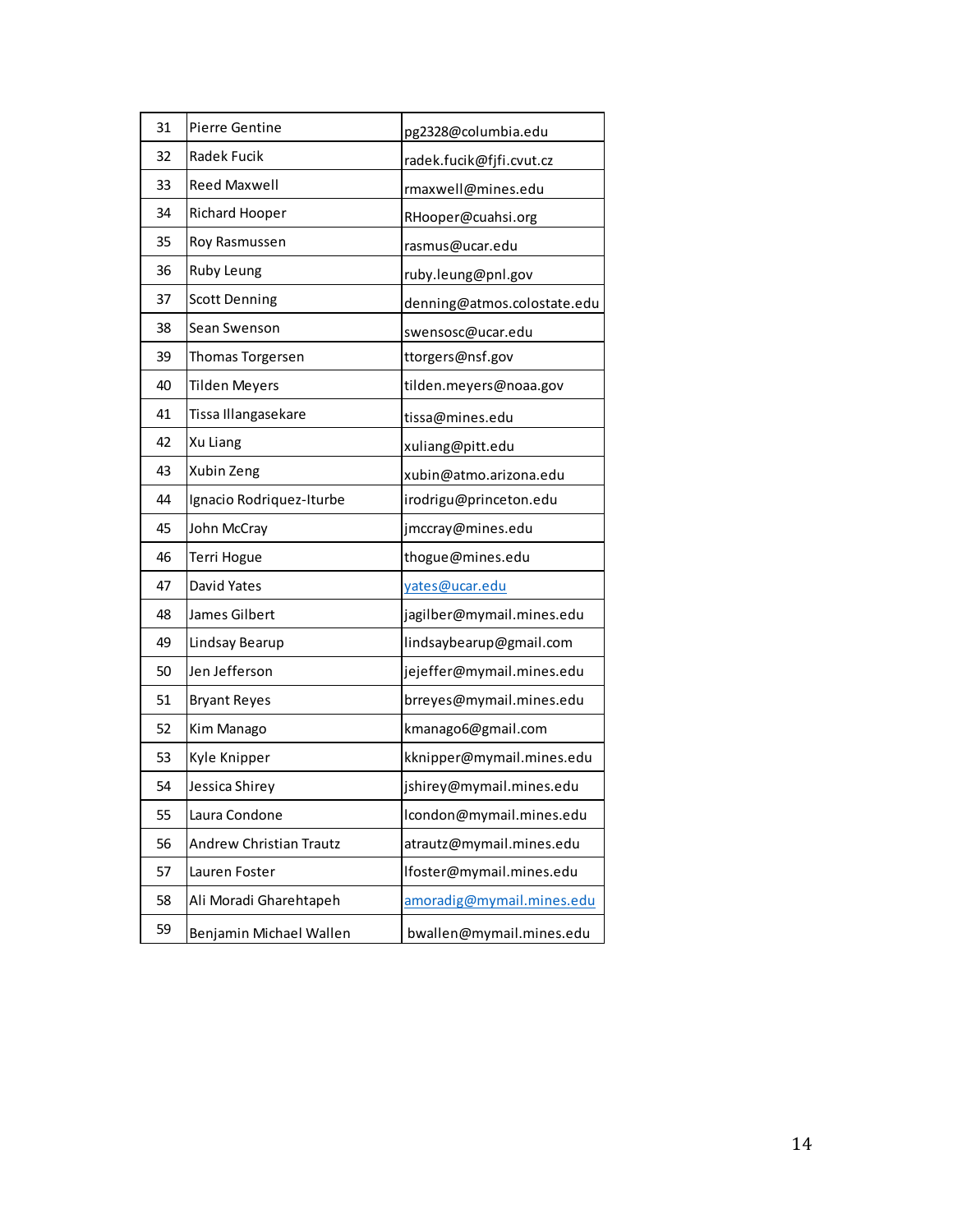| | | |
|---|---|---|
| 31 | Pierre Gentine | pg2328@columbia.edu |
| 32 | Radek Fucik | radek.fucik@fjfi.cvut.cz |
| 33 | Reed Maxwell | rmaxwell@mines.edu |
| 34 | Richard Hooper | RHooper@cuahsi.org |
| 35 | Roy Rasmussen | rasmus@ucar.edu |
| 36 | Ruby Leung | ruby.leung@pnl.gov |
| 37 | Scott Denning | denning@atmos.colostate.edu |
| 38 | Sean Swenson | swensosc@ucar.edu |
| 39 | Thomas Torgersen | ttorgers@nsf.gov |
| 40 | Tilden Meyers | tilden.meyers@noaa.gov |
| 41 | Tissa Illangasekare | tissa@mines.edu |
| 42 | Xu Liang | xuliang@pitt.edu |
| 43 | Xubin Zeng | xubin@atmo.arizona.edu |
| 44 | Ignacio Rodriquez-Iturbe | irodrigu@princeton.edu |
| 45 | John McCray | jmccray@mines.edu |
| 46 | Terri Hogue | thogue@mines.edu |
| 47 | David Yates | yates@ucar.edu |
| 48 | James Gilbert | jagilber@mymail.mines.edu |
| 49 | Lindsay Bearup | lindsaybearup@gmail.com |
| 50 | Jen Jefferson | jejeffer@mymail.mines.edu |
| 51 | Bryant Reyes | brreyes@mymail.mines.edu |
| 52 | Kim Manago | kmanago6@gmail.com |
| 53 | Kyle Knipper | kknipper@mymail.mines.edu |
| 54 | Jessica Shirey | jshirey@mymail.mines.edu |
| 55 | Laura Condone | lcondon@mymail.mines.edu |
| 56 | Andrew Christian Trautz | atrautz@mymail.mines.edu |
| 57 | Lauren Foster | lfoster@mymail.mines.edu |
| 58 | Ali Moradi Gharehtapeh | amoradig@mymail.mines.edu |
| 59 | Benjamin Michael Wallen | bwallen@mymail.mines.edu |